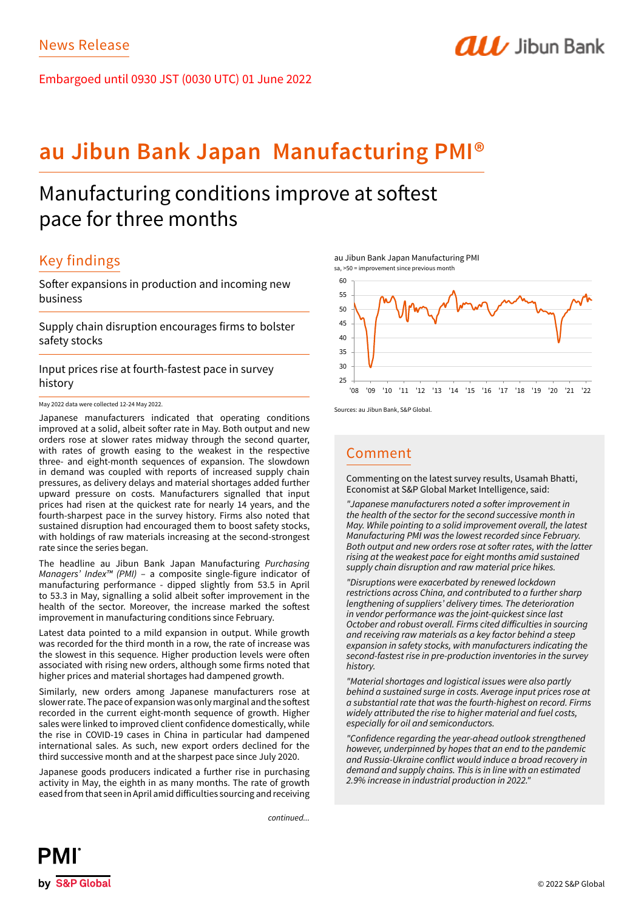News Release

Embargoed until 0930 JST (0030 UTC) 01 June 2022

# au Jibun Bank Japan Manufacturing PMI®

## Manufacturing conditions improve at softest pace for three months

## Key findings

Softer expansions in production and incoming new business

Supply chain disruption encourages firms to bolster safety stocks

Input prices rise at fourth-fastest pace in survey history

May 2022 data were collected 12-24 May 2022.

Japanese manufacturers indicated that operating conditions improved at a solid, albeit softer rate in May. Both output and new orders rose at slower rates midway through the second quarter, with rates of growth easing to the weakest in the respective three- and eight-month sequences of expansion. The slowdown in demand was coupled with reports of increased supply chain pressures, as delivery delays and material shortages added further upward pressure on costs. Manufacturers signalled that input prices had risen at the quickest rate for nearly 14 years, and the fourth-sharpest pace in the survey history. Firms also noted that sustained disruption had encouraged them to boost safety stocks, with holdings of raw materials increasing at the second-strongest rate since the series began.

The headline au Jibun Bank Japan Manufacturing *Purchasing Managers' Index™ (PMI)* – a composite single-figure indicator of manufacturing performance - dipped slightly from 53.5 in April to 53.3 in May, signalling a solid albeit softer improvement in the health of the sector. Moreover, the increase marked the softest improvement in manufacturing conditions since February.

Latest data pointed to a mild expansion in output. While growth was recorded for the third month in a row, the rate of increase was the slowest in this sequence. Higher production levels were often associated with rising new orders, although some firms noted that higher prices and material shortages had dampened growth.

Similarly, new orders among Japanese manufacturers rose at slower rate. The pace of expansion was only marginal and the softest recorded in the current eight-month sequence of growth. Higher sales were linked to improved client confidence domestically, while the rise in COVID-19 cases in China in particular had dampened international sales. As such, new export orders declined for the third successive month and at the sharpest pace since July 2020.

Japanese goods producers indicated a further rise in purchasing activity in May, the eighth in as many months. The rate of growth eased from that seen in April amid difficulties sourcing and receiving

*continued...*

au Jibun Bank Japan Manufacturing PMI

sa, >50 = improvement since previous month

Sources: au Jibun Bank, S&P Global.

## Comment

Commenting on the latest survey results, Usamah Bhatti, Economist at S&P Global Market Intelligence, said:

*"Japanese manufacturers noted a softer improvement in the health of the sector for the second successive month in May. While pointing to a solid improvement overall, the latest Manufacturing PMI was the lowest recorded since February. Both output and new orders rose at softer rates, with the latter rising at the weakest pace for eight months amid sustained supply chain disruption and raw material price hikes.*

*"Disruptions were exacerbated by renewed lockdown restrictions across China, and contributed to a further sharp lengthening of suppliers' delivery times. The deterioration in vendor performance was the joint-quickest since last October and robust overall. Firms cited difficulties in sourcing and receiving raw materials as a key factor behind a steep expansion in safety stocks, with manufacturers indicating the second-fastest rise in pre-production inventories in the survey history.*

*"Material shortages and logistical issues were also partly behind a sustained surge in costs. Average input prices rose at a substantial rate that was the fourth-highest on record. Firms widely attributed the rise to higher material and fuel costs, especially for oil and semiconductors.*

*"Confidence regarding the year-ahead outlook strengthened however, underpinned by hopes that an end to the pandemic and Russia-Ukraine conflict would induce a broad recovery in demand and supply chains. This is in line with an estimated 2.9% increase in industrial production in 2022."*

© 2022 S&P Global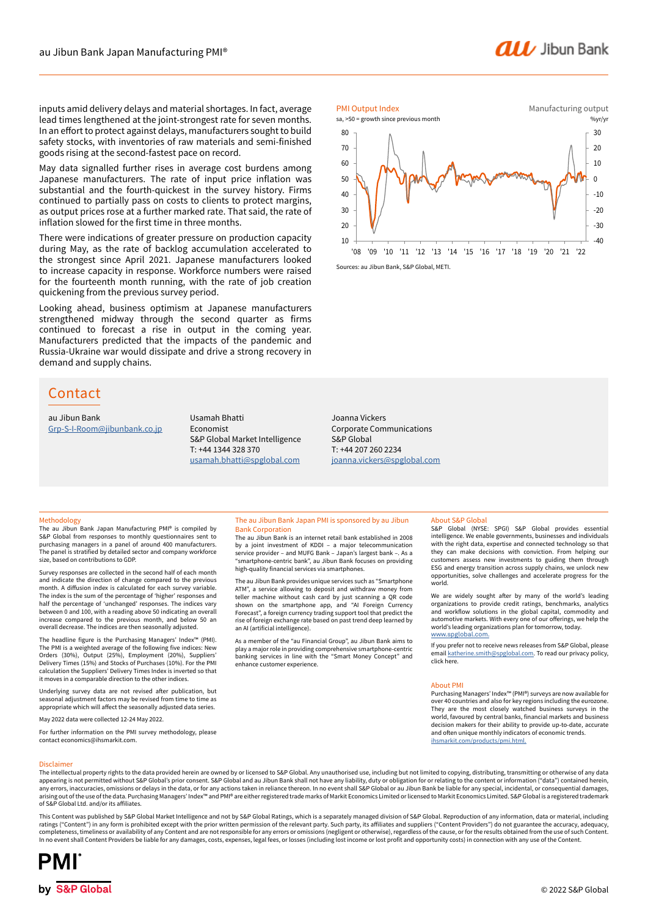inputs amid delivery delays and material shortages. In fact, average lead times lengthened at the joint-strongest rate for seven months. In an effort to protect against delays, manufacturers sought to build safety stocks, with inventories of raw materials and semi-finished goods rising at the second-fastest pace on record.

May data signalled further rises in average cost burdens among Japanese manufacturers. The rate of input price inflation was substantial and the fourth-quickest in the survey history. Firms continued to partially pass on costs to clients to protect margins, as output prices rose at a further marked rate. That said, the rate of inflation slowed for the first time in three months.

There were indications of greater pressure on production capacity during May, as the rate of backlog accumulation accelerated to the strongest since April 2021. Japanese manufacturers looked to increase capacity in response. Workforce numbers were raised for the fourteenth month running, with the rate of job creation quickening from the previous survey period.

Looking ahead, business optimism at Japanese manufacturers strengthened midway through the second quarter as firms continued to forecast a rise in output in the coming year. Manufacturers predicted that the impacts of the pandemic and Russia-Ukraine war would dissipate and drive a strong recovery in demand and supply chains.

PMI Output Index
sa, >50 = growth since previous month
Manufacturing output
%yr/yr
80
70
60
50
40
30
20
10
30
20
10
0
-10
-20
-30
-40
'08 '09 '10 '11 '12 '13 '14 '15 '16 '17 '18 '19 '20 '21 '22

Sources: au Jibun Bank, S&P Global, METI.

## Contact

au Jibun Bank
Grp-S-I-Room@jibunbank.co.jp

Usamah Bhatti
Economist
S&P Global Market Intelligence
T: +44 1344 328 370
usamah.bhatti@spglobal.com

Joanna Vickers
Corporate Communications
S&P Global
T: +44 207 260 2234
joanna.vickers@spglobal.com

### Methodology

The au Jibun Bank Japan Manufacturing PMI® is compiled by S&P Global from responses to monthly questionnaires sent to purchasing managers in a panel of around 400 manufacturers. The panel is stratified by detailed sector and company workforce size, based on contributions to GDP.

Survey responses are collected in the second half of each month and indicate the direction of change compared to the previous month. A diffusion index is calculated for each survey variable. The index is the sum of the percentage of 'higher' responses and half the percentage of 'unchanged' responses. The indices vary between 0 and 100, with a reading above 50 indicating an overall increase compared to the previous month, and below 50 an overall decrease. The indices are then seasonally adjusted.

The headline figure is the Purchasing Managers' Index™ (PMI). The PMI is a weighted average of the following five indices: New Orders (30%), Output (25%), Employment (20%), Suppliers' Delivery Times (15%) and Stocks of Purchases (10%). For the PMI calculation the Suppliers' Delivery Times Index is inverted so that it moves in a comparable direction to the other indices.

Underlying survey data are not revised after publication, but seasonal adjustment factors may be revised from time to time as appropriate which will affect the seasonally adjusted data series.

May 2022 data were collected 12-24 May 2022.

For further information on the PMI survey methodology, please contact economics@ihsmarkit.com.

### The au Jibun Bank Japan PMI is sponsored by au Jibun Bank Corporation

The au Jibun Bank is an internet retail bank established in 2008 by a joint investment of KDDI – a major telecommunication service provider – and MUFG Bank – Japan's largest bank –. As a "smartphone-centric bank", au Jibun Bank focuses on providing high-quality financial services via smartphones.

The au Jibun Bank provides unique services such as "Smartphone ATM", a service allowing to deposit and withdraw money from teller machine without cash card by just scanning a QR code shown on the smartphone app, and "AI Foreign Currency Forecast", a foreign currency trading support tool that predict the rise of foreign exchange rate based on past trend deep learned by an AI (artificial intelligence).

As a member of the "au Financial Group", au Jibun Bank aims to play a major role in providing comprehensive smartphone-centric banking services in line with the "Smart Money Concept" and enhance customer experience.

### About S&P Global

S&P Global (NYSE: SPGI) S&P Global provides essential intelligence. We enable governments, businesses and individuals with the right data, expertise and connected technology so that they can make decisions with conviction. From helping our customers assess new investments to guiding them through ESG and energy transition across supply chains, we unlock new opportunities, solve challenges and accelerate progress for the world.

We are widely sought after by many of the world's leading organizations to provide credit ratings, benchmarks, analytics and workflow solutions in the global capital, commodity and automotive markets. With every one of our offerings, we help the world's leading organizations plan for tomorrow, today. www.spglobal.com.

If you prefer not to receive news releases from S&P Global, please email katherine.smith@spglobal.com. To read our privacy policy, click here.

### About PMI

Purchasing Managers' Index™ (PMI®) surveys are now available for over 40 countries and also for key regions including the eurozone. They are the most closely watched business surveys in the world, favoured by central banks, financial markets and business decision makers for their ability to provide up-to-date, accurate and often unique monthly indicators of economic trends. ihsmarkit.com/products/pmi.html.

### Disclaimer

The intellectual property rights to the data provided herein are owned by or licensed to S&P Global. Any unauthorised use, including but not limited to copying, distributing, transmitting or otherwise of any data appearing is not permitted without S&P Global's prior consent. S&P Global and au Jibun Bank shall not have any liability, duty or obligation for or relating to the content or information ("data") contained herein, any errors, inaccuracies, omissions or delays in the data, or for any actions taken in reliance thereon. In no event shall S&P Global or au Jibun Bank be liable for any special, incidental, or consequential damages, arising out of the use of the data. Purchasing Managers' Index™ and PMI® are either registered trade marks of Markit Economics Limited or licensed to Markit Economics Limited. S&P Global is a registered trademark of S&P Global Ltd. and/or its affiliates.

This Content was published by S&P Global Market Intelligence and not by S&P Global Ratings, which is a separately managed division of S&P Global. Reproduction of any information, data or material, including ratings ("Content") in any form is prohibited except with the prior written permission of the relevant party. Such party, its affiliates and suppliers ("Content Providers") do not guarantee the accuracy, adequacy, completeness, timeliness or availability of any Content and are not responsible for any errors or omissions (negligent or otherwise), regardless of the cause, or for the results obtained from the use of such Content. In no event shall Content Providers be liable for any damages, costs, expenses, legal fees, or losses (including lost income or lost profit and opportunity costs) in connection with any use of the Content.

PMI by S&P Global

© 2022 S&P Global